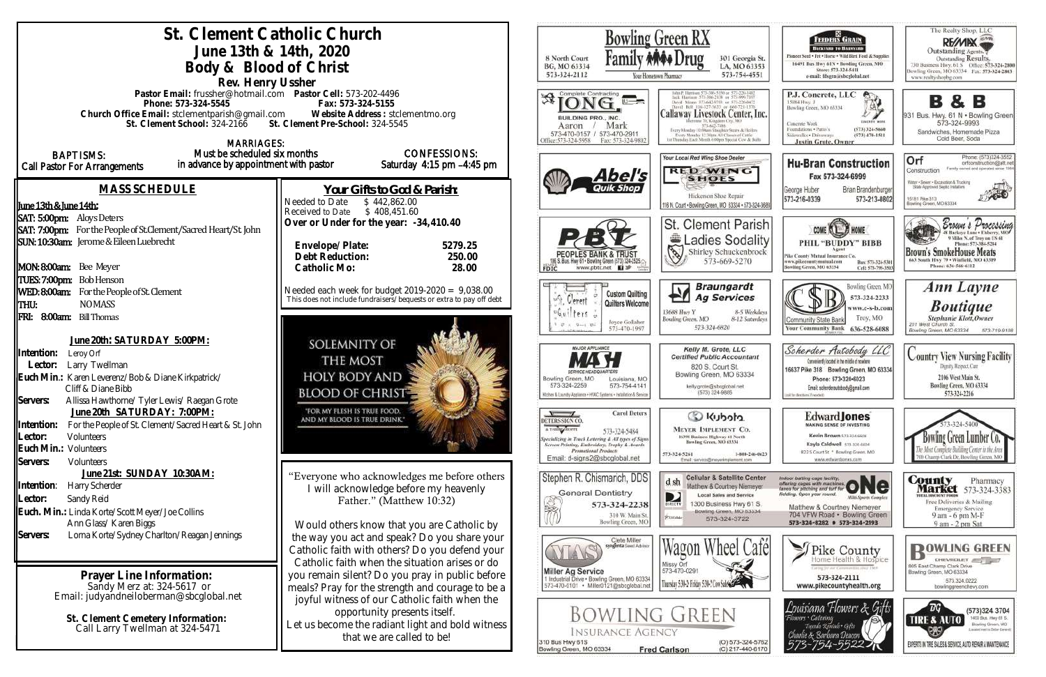# St. Clement Catholic Church

## June 13th & 14th, 2020

## Body & Blood of Christ

### Rev. Henry Ussher

**Pastor Email:** frussher@hotmail.com **Pastor Cell:** 573-202-4496
**Phone:** 573-324-5545 **Fax:** 573-324-5155
**Church Office Email:** stclementparish@gmail.com **Website Address:** stclementmo.org
**St. Clement School:** 324-2166 **St. Clement Pre-School:** 324-5545

**BAPTISMS:** Call Pastor For Arrangements

**MARRIAGES:** Must be scheduled six months in advance by appointment with pastor

**CONFESSIONS:** Saturday 4:15 pm –4:45 pm

## MASS SCHEDULE

**June 13th & June 14th:**

**SAT: 5:00pm:** Aloys Deters
**SAT: 7:00pm:** For the People of St.Clement/Sacred Heart/St. John
**SUN: 10:30am:** Jerome & Eileen Luebrecht

**MON: 8:00am:** Bee Meyer
**TUES: 7:00pm:** Bob Henson
**WED: 8:00am:** For the People of St. Clement
**THU:** NO MASS
**FRI: 8:00am:** Bill Thomas

**June 20th: SATURDAY 5:00PM:**

**Intention:** Leroy Orf
**Lector:** Larry Twellman
**Euch Min.:** Karen Leverenz/Bob & Diane Kirkpatrick/ Cliff & Diane Bibb
**Servers:** Allissa Hawthorne/ Tyler Lewis/ Raegan Grote

**June 20th SATURDAY: 7:00PM:**

**Intention:** For the People of St. Clement/Sacred Heart & St. John
**Lector:** Volunteers
**Euch Min.:** Volunteers
**Servers:** Volunteers

**June 21st: SUNDAY 10:30AM:**

**Intention:** Harry Scherder
**Lector:** Sandy Reid
**Euch. Min.:** Linda Korte/Scott Meyer/Joe Collins Ann Glass/ Karen Biggs
**Servers:** Lorna Korte/Sydney Charlton/Reagan Jennings

## Your Gifts to God & Parish:

Needed to Date $ 442,862.00
Received to Date $ 408,451.60
**Over or Under for the year: -34,410.40**

| | |
|---|---|
| **Envelope/ Plate:** | **5279.25** |
| **Debt Reduction:** | **250.00** |
| **Catholic Mo:** | **28.00** |

Needed each week for budget 2019-2020 = 9,038.00
This does not include fundraisers/ bequests or extra to pay off debt

SOLEMNITY OF THE MOST HOLY BODY AND BLOOD OF CHRIST
"FOR MY FLESH IS TRUE FOOD, AND MY BLOOD IS TRUE DRINK"

"Everyone who acknowledges me before others I will acknowledge before my heavenly Father." (Matthew 10:32)

Would others know that you are Catholic by the way you act and speak? Do you share your Catholic faith with others? Do you defend your Catholic faith when the situation arises or do you remain silent? Do you pray in public before meals? Pray for the strength and courage to be a joyful witness of our Catholic faith when the opportunity presents itself.
Let us become the radiant light and bold witness that we are called to be!

**Prayer Line Information:**
Sandy Merz at: 324-5617 or
Email: judyandneilloberman@sbcglobal.net

**St. Clement Cemetery Information:**
Call Larry Twellman at 324-5471

---

**Bowling Green RX / Family Drug** — Your Hometown Pharmacy — 8 North Court, BG, MO 63334, 573-324-2112 — 301 Georgia St., LA, MO 63353, 573-754-4551

**Feeders Grain** — Backyard to Barnyard — Pioneer Seed • Pet • Horse • Wild Bird Feed & Supplies — 16491 Bus Hwy 61N • Bowling Green, MO — Store: 573-324-5411 — e-mail: fdsgrn@sbcglobal.net

**The Realty Shop, LLC / RE/MAX** — Outstanding Agents. Outstanding Results. — 730 Business Hwy. 61 S, Bowling Green, MO 63334 — Office: 573-324-2800 — Fax: 573-324-2863 — www.realtyshopbg.com

**Complete Contracting / Long Building Pro., Inc.** — Aaron / Mark — 573-470-0157 / 573-470-2911 — Office: 573-324-5958 — Fax: 573-324-9802

**Callaway Livestock Center, Inc.** — John P. Harrison 573-386-5150 or 573-220-1482 — Jack Harrison 573-386-2138 or 573-999-7197 — David Means 573-642-9753 or 573-220-0472 — David Bell 816-527-3633 or 660-721-1370 — Interstate 70, Kingdom City, MO — 573-642-7486 — Every Monday 10:00am Slaughter Steers & Heifers — Every Monday 12:30pm All Classes of Cattle — 1st Thursday Each Month 6:00pm Special Cow & Bulls

**P.J. Concrete, LLC** — 15084 Hwy. J, Bowling Green, MO 63334 — Concrete Work, Foundations • Patio's, Sidewalks • Driveways — (573) 324-5660 — (573) 470-1511 — Justin Grote, Owner

**B & B** — 931 Bus. Hwy. 61 N • Bowling Green — 573-324-9993 — Sandwiches, Homemade Pizza, Cold Beer, Soda

**Abel's Quik Shop**

**Your Local Red Wing Shoe Dealer / Red Wing Shoes** — Hickerson Shoe Repair — 116 N. Court • Bowling Green, MO 63334 • 573-324-3688

**Hu-Bran Construction** — Fax 573-324-6999 — George Huber 573-216-0339 — Brian Brandenburger 573-213-0802

**Orf Construction** — Phone: (573)324-3552 — orfconstruction@att.net — Family owned and operated since 1964 — Water • Sewer • Excavation & Trucking — State Approved Septic Installers — 15181 Pike 313, Bowling Green, MO 63334

**PBT Peoples Bank & Trust** — 1195 S. Bus. Hwy 61 • Bowling Green (573) 324-2525 — www.pbtc.net — FDIC

**St. Clement Parish Ladies Sodality** — Shirley Schuckenbrock — 573-669-5270

**Come Home — Phil "Buddy" Bibb** — Agent — Pike County Mutual Insurance Co. — www.pikecountymutual.com — Bowling Green, MO 63334 — Bus: 573-324-5301 — Cell: 573-795-3593

**Brown's Processing** — 26 Buckeye Lane • Elsberry, MO — 9 Miles N. of Troy on US 61 — Phone: 573-384-5284 — **Brown's SmokeHouse Meats** — 663 South Hwy 79 • Winfield, MO 63389 — Phone: 636-566-6112

**St. Clement Quilters** — Custom Quilting, Quilters Welcome — Joyce Gollaher — 573-470-1997

**Braungardt Ag Services** — 13688 Hwy Y, Bowling Green, MO — 8-5 Weekdays, 8-12 Saturdays — 573-324-6820

**Community State Bank** — Bowling Green, MO 573-324-2233 — www.c-s-b.com — Troy, MO 636-528-6688 — Your Community Bank

**Ann Layne Boutique** — Stephanie Klott, Owner — 201 West Church St., Bowling Green, MO 63334 — 573-719-9108

**Mash** — Major Appliance Service Headquarters — Bowling Green, MO 573-324-2259 — Louisiana, MO 573-754-4141 — Kitchen & Laundry Appliance • HVAC Systems • Installation & Service

**Kelly M. Grote, LLC** — Certified Public Accountant — 820 S. Court St., Bowling Green, MO 63334 — kellygrote@sbcglobal.net — (573) 324-9885

**Scherder Autobody LLC** — Conveniently located in the middle of nowhere — 16637 Pike 318 Bowling Green, MO 63334 — Phone: 573-324-6023 — Email: scherderautobody@gmail.com

**Country View Nursing Facility** — Dignity, Respect, Care — 2106 West Main St., Bowling Green, MO 63334 — 573-324-2216

**Deters Sign Co.** — Carol Deters — 573-324-5484 — Specializing in Truck Lettering & All types of Signs — Screen Printing, Embroidery, Trophy & Awards — Promotional Products — Email: d-signs2@sbcglobal.net

**Kubota / Meyer Implement Co.** — 16398 Business Highway 61 North, Bowling Green, MO 63334 — 573-324-5261 — 1-800-246-0623 — Email: service@meyerimplement.com

**Edward Jones** — Making Sense of Investing — Kevin Brown 573-324-6604 — Kayla Caldwell 573-324-6604 — 822 S Court St • Bowling Green, MO — www.edwardjones.com

**Bowling Green Lumber Co.** — 573-324-5400 — The Most Complete Building Center in the Area — 700 Champ Clark Dr, Bowling Green, MO

**Stephen R. Chismarich, DDS** — General Dentistry — 573-324-2238 — 310 W. Main St., Bowling Green, MO

**Cellular & Satellite Center / d sh** — Matthew & Courtney Niemeyer — Local Sales and Service — 1300 Business Hwy 61 S., Bowling Green, MO 63334 — 573-324-3722

**One Multi-Sports Complex** — Indoor batting cage facility, offering cages with machines, lanes for pitching and turf for fielding. Open year round. — Matthew & Courtney Niemeyer — 704 VFW Road • Bowling Green — 573-324-8282 • 573-324-2193

**County Market Pharmacy** — 573-324-3383 — Free Deliveries & Mailing — Emergency Service — 9 am - 6 pm M-F — 9 am - 2 pm Sat

**MAS / Miller Ag Service** — Clete Miller, syngenta Seed Advisor — 1 Industrial Drive • Bowling Green, MO 63334 — 573-470-0101 • Miller0121@sbcglobal.net

**Wagon Wheel Café** — Missy Orf — 573-470-0291 — Thursday 5:30-2; Friday 5:30-2; Cow Sale

**Pike County Home Health & Hospice** — Caring for our Communities since 1969 — 573-324-2111 — www.pikecountyhealth.org

**Bowling Green Chevrolet** — 865 East Champ Clark Drive, Bowling Green, MO 63334 — 573.324.0222 — bowlinggreenchevy.com

**Bowling Green Insurance Agency** — 310 Bus Hwy 61S, Bowling Green, MO 63334 — Fred Carlson — (O) 573-324-5762 — (C) 217-440-6170

**Louisiana Flowers & Gifts** — Flowers • Catering — Tuxedo Rentals • Gifts — Charlie & Barbara Deacon — 573-754-5522

**BG Tire & Auto** — (573)324.3704 — 1400 Bus. Hwy 61 S., Bowling Green, MO — Experts in Tire Sales & Service, Auto Repair & Maintenance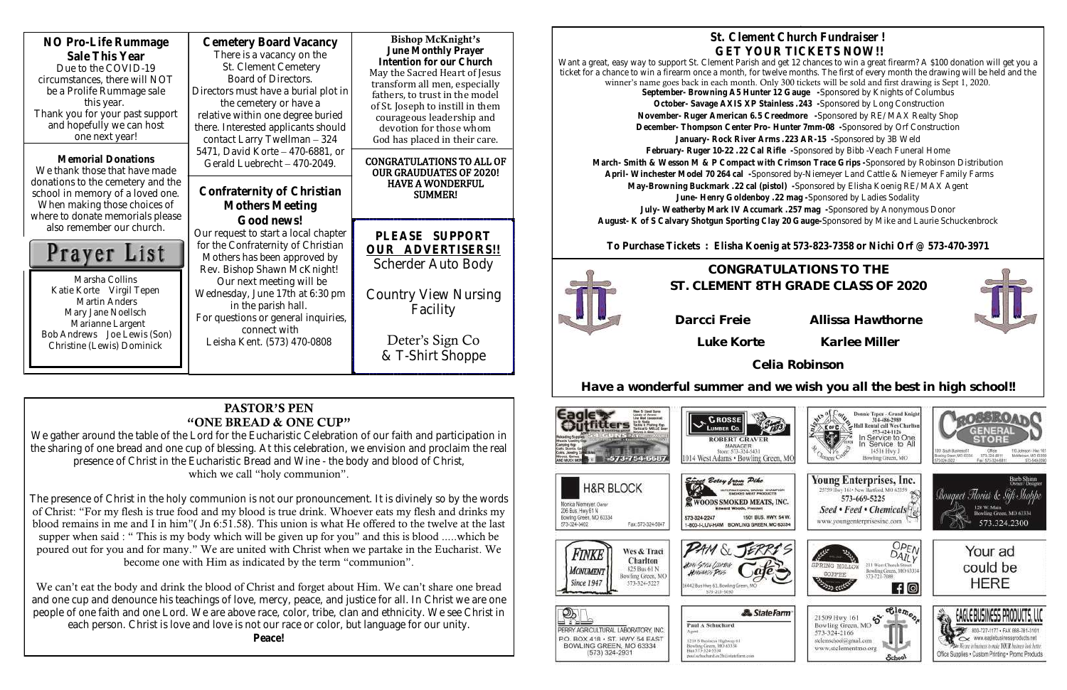## NO Pro-Life Rummage Sale This Year

Due to the COVID-19 circumstances, there will NOT be a Prolife Rummage sale this year.
Thank you for your past support and hopefully we can host one next year!

## Memorial Donations

We thank those that have made donations to the cemetery and the school in memory of a loved one. When making those choices of where to donate memorials please also remember our church.

## Prayer List

Marsha Collins
Katie Korte Virgil Tepen
Martin Anders
Mary Jane Noellsch
Marianne Largent
Bob Andrews Joe Lewis (Son)
Christine (Lewis) Dominick

## Cemetery Board Vacancy

There is a vacancy on the St. Clement Cemetery Board of Directors.
Directors must have a burial plot in the cemetery or have a relative within one degree buried there. Interested applicants should contact Larry Twellman – 324 5471, David Korte – 470-6881, or Gerald Luebrecht – 470-2049.

## Confraternity of Christian Mothers Meeting

**Good news!**
Our request to start a local chapter for the Confraternity of Christian Mothers has been approved by Rev. Bishop Shawn McKnight!
Our next meeting will be Wednesday, June 17th at 6:30 pm in the parish hall.
For questions or general inquiries, connect with
Leisha Kent. (573) 470-0808

## Bishop McKnight's June Monthly Prayer Intention for our Church

May the Sacred Heart of Jesus transform all men, especially fathers, to trust in the model of St. Joseph to instill in them courageous leadership and devotion for those whom God has placed in their care.

**CONGRATULATIONS TO ALL OF OUR GRAUDUATES OF 2020! HAVE A WONDERFUL SUMMER!**

## PLEASE SUPPORT OUR ADVERTISERS!!

Scherder Auto Body

Country View Nursing Facility

Deter's Sign Co & T-Shirt Shoppe

## PASTOR'S PEN
### "ONE BREAD & ONE CUP"

We gather around the table of the Lord for the Eucharistic Celebration of our faith and participation in the sharing of one bread and one cup of blessing. At this celebration, we envision and proclaim the real presence of Christ in the Eucharistic Bread and Wine - the body and blood of Christ, which we call "holy communion".

The presence of Christ in the holy communion is not our pronouncement. It is divinely so by the words of Christ: "For my flesh is true food and my blood is true drink. Whoever eats my flesh and drinks my blood remains in me and I in him"( Jn 6:51.58). This union is what He offered to the twelve at the last supper when said : " This is my body which will be given up for you" and this is blood .....which be poured out for you and for many." We are united with Christ when we partake in the Eucharist. We become one with Him as indicated by the term "communion".

We can't eat the body and drink the blood of Christ and forget about Him. We can't share one bread and one cup and denounce his teachings of love, mercy, peace, and justice for all. In Christ we are one people of one faith and one Lord. We are above race, color, tribe, clan and ethnicity. We see Christ in each person. Christ is love and love is not our race or color, but language for our unity.

**Peace!**

## St. Clement Church Fundraiser !
## GET YOUR TICKETS NOW!!

Want a great, easy way to support St. Clement Parish and get 12 chances to win a great firearm? A $100 donation will get you a ticket for a chance to win a firearm once a month, for twelve months. The first of every month the drawing will be held and the winner's name goes back in each month. Only 300 tickets will be sold and first drawing is Sept 1, 2020.

**September- Browning A5 Hunter 12 Gauge -**Sponsored by Knights of Columbus
**October- Savage AXIS XP Stainless .243 -**Sponsored by Long Construction
**November- Ruger American 6.5 Creedmore -**Sponsored by RE/MAX Realty Shop
**December- Thompson Center Pro- Hunter 7mm-08 -**Sponsored by Orf Construction
**January- Rock River Arms .223 AR-15 -**Sponsored by 3B Weld
**February- Ruger 10-22 .22 Cal Rifle -**Sponsored by Bibb-Veach Funeral Home
**March- Smith & Wesson M & P Compact with Crimson Trace Grips -**Sponsored by Robinson Distribution
**April- Winchester Model 70 264 cal -**Sponsored by-Niemeyer Land Cattle & Niemeyer Family Farms
**May-Browning Buckmark .22 cal (pistol) -**Sponsored by Elisha Koenig RE/MAX Agent
**June- Henry Goldenboy .22 mag -**Sponsored by Ladies Sodality
**July- Weatherby Mark IV Accumark .257 mag -**Sponsored by Anonymous Donor
**August- K of S Calvary Shotgun Sporting Clay 20 Gauge-**Sponsored by Mike and Laurie Schuckenbrock

**To Purchase Tickets : Elisha Koenig at 573-823-7358 or Nichi Orf @ 573-470-3971**

## CONGRATULATIONS TO THE ST. CLEMENT 8TH GRADE CLASS OF 2020

**Darcci Freie** **Allissa Hawthorne**

**Luke Korte** **Karlee Miller**

**Celia Robinson**

**Have a wonderful summer and we wish you all the best in high school!!**

Eagle Outfitters — 573-754-6687

Crosse Lumber Co. — Robert Craver, Manager — Store: 573-324-5431 — 1014 West Adams • Bowling Green, MO

Knights of Columbus — Donnie Tepen - Grand Knight 314-486-2989 — Hall Rental call Wes Charlton 573-424-1126 — In Service to One, In Service to All — 14516 Hwy J Bowling Green, MO

Crossroads General Store

H&R Block — Monica Niemeyer, Owner — 206 Bus. Hwy 61 N, Bowling Green, MO 63334 — 573-324-3402 — Fax: 573-324-5047

Woods Smoked Meats, Inc. — Edward Woods, President — 573-324-2247 — 1501 Bus. Hwy 54 W. — 1-800-I-LUV-HAM Bowling Green, MO 63334

Young Enterprises, Inc. — 25759 Hwy 161 • New Hartford, MO 63359 — 573-669-5225 — Seed • Feed • Chemicals — www.youngenterprisesinc.com

Bouquet Florist & Gift Shoppe — Barb Shinn, Owner/Designer — 120 W. Main, Bowling Green, MO 63334 — 573.324.2300

Finke Monument — Since 1947 — Wes & Traci Charlton — 825 Bus 61 N, Bowling Green, MO — 573-324-5227

Pam & Jerri's Cafe — Home Style Cooking, Homemade Pies — 16442 Bus Hwy 61, Bowling Green, MO

Spring Hollow Coffee — Open Daily — 211 West Church Street, Bowling Green, MO 63334

Your ad could be HERE

Perry Agricultural Laboratory, Inc. — P.O. Box 418 • St. Hwy 54 East — Bowling Green, MO 63334 — (573) 324-2931

State Farm — Paul A Schuckard, Agent — 1218 S Business Highway 61, Bowling Green, MO 63334

St. Clement School — 21509 Hwy 161, Bowling Green, MO — 573-324-2166 — stclemschool@gmail.com — www.stclementmo.org

Eagle Business Products, LLC — 800-727-1177 • Fax 888-781-3101 — www.eaglebusinessproducts.net — Office Supplies • Custom Printing • Promo Products